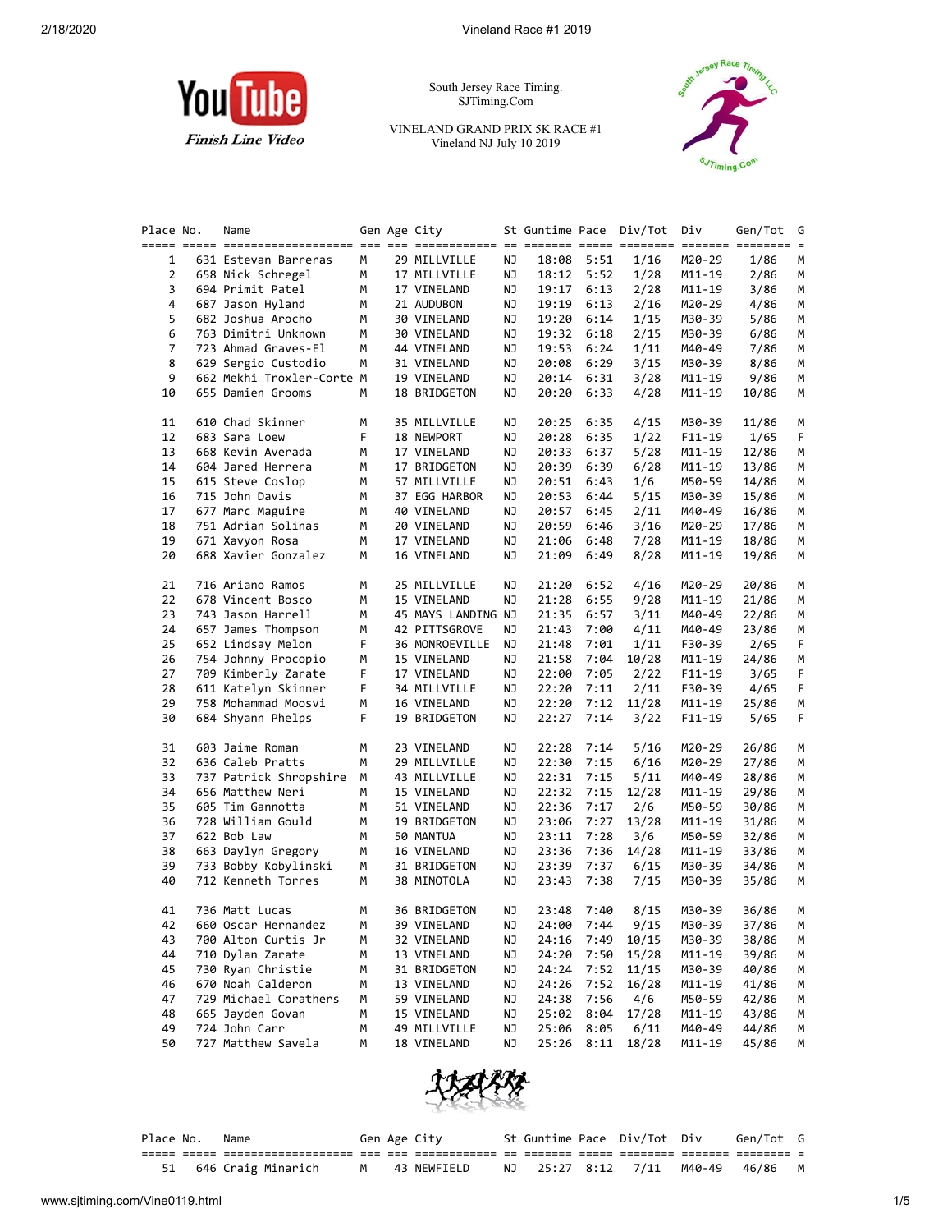YouTube
*Finish Line Video*

South Jersey Race Timing.
SJTiming.Com

VINELAND GRAND PRIX 5K RACE #1
Vineland NJ July 10 2019

| Place | No. | Name | Gen | Age | City | St | Guntime | Pace | Div/Tot | Div | Gen/Tot | G |
|---|---|---|---|---|---|---|---|---|---|---|---|---|
| 1 | 631 | Estevan Barreras | M | 29 | MILLVILLE | NJ | 18:08 | 5:51 | 1/16 | M20-29 | 1/86 | M |
| 2 | 658 | Nick Schregel | M | 17 | MILLVILLE | NJ | 18:12 | 5:52 | 1/28 | M11-19 | 2/86 | M |
| 3 | 694 | Primit Patel | M | 17 | VINELAND | NJ | 19:17 | 6:13 | 2/28 | M11-19 | 3/86 | M |
| 4 | 687 | Jason Hyland | M | 21 | AUDUBON | NJ | 19:19 | 6:13 | 2/16 | M20-29 | 4/86 | M |
| 5 | 682 | Joshua Arocho | M | 30 | VINELAND | NJ | 19:20 | 6:14 | 1/15 | M30-39 | 5/86 | M |
| 6 | 763 | Dimitri Unknown | M | 30 | VINELAND | NJ | 19:32 | 6:18 | 2/15 | M30-39 | 6/86 | M |
| 7 | 723 | Ahmad Graves-El | M | 44 | VINELAND | NJ | 19:53 | 6:24 | 1/11 | M40-49 | 7/86 | M |
| 8 | 629 | Sergio Custodio | M | 31 | VINELAND | NJ | 20:08 | 6:29 | 3/15 | M30-39 | 8/86 | M |
| 9 | 662 | Mekhi Troxler-Corte | M | 19 | VINELAND | NJ | 20:14 | 6:31 | 3/28 | M11-19 | 9/86 | M |
| 10 | 655 | Damien Grooms | M | 18 | BRIDGETON | NJ | 20:20 | 6:33 | 4/28 | M11-19 | 10/86 | M |
| 11 | 610 | Chad Skinner | M | 35 | MILLVILLE | NJ | 20:25 | 6:35 | 4/15 | M30-39 | 11/86 | M |
| 12 | 683 | Sara Loew | F | 18 | NEWPORT | NJ | 20:28 | 6:35 | 1/22 | F11-19 | 1/65 | F |
| 13 | 668 | Kevin Averada | M | 17 | VINELAND | NJ | 20:33 | 6:37 | 5/28 | M11-19 | 12/86 | M |
| 14 | 604 | Jared Herrera | M | 17 | BRIDGETON | NJ | 20:39 | 6:39 | 6/28 | M11-19 | 13/86 | M |
| 15 | 615 | Steve Coslop | M | 57 | MILLVILLE | NJ | 20:51 | 6:43 | 1/6 | M50-59 | 14/86 | M |
| 16 | 715 | John Davis | M | 37 | EGG HARBOR | NJ | 20:53 | 6:44 | 5/15 | M30-39 | 15/86 | M |
| 17 | 677 | Marc Maguire | M | 40 | VINELAND | NJ | 20:57 | 6:45 | 2/11 | M40-49 | 16/86 | M |
| 18 | 751 | Adrian Solinas | M | 20 | VINELAND | NJ | 20:59 | 6:46 | 3/16 | M20-29 | 17/86 | M |
| 19 | 671 | Xavyon Rosa | M | 17 | VINELAND | NJ | 21:06 | 6:48 | 7/28 | M11-19 | 18/86 | M |
| 20 | 688 | Xavier Gonzalez | M | 16 | VINELAND | NJ | 21:09 | 6:49 | 8/28 | M11-19 | 19/86 | M |
| 21 | 716 | Ariano Ramos | M | 25 | MILLVILLE | NJ | 21:20 | 6:52 | 4/16 | M20-29 | 20/86 | M |
| 22 | 678 | Vincent Bosco | M | 15 | VINELAND | NJ | 21:28 | 6:55 | 9/28 | M11-19 | 21/86 | M |
| 23 | 743 | Jason Harrell | M | 45 | MAYS LANDING | NJ | 21:35 | 6:57 | 3/11 | M40-49 | 22/86 | M |
| 24 | 657 | James Thompson | M | 42 | PITTSGROVE | NJ | 21:43 | 7:00 | 4/11 | M40-49 | 23/86 | M |
| 25 | 652 | Lindsay Melon | F | 36 | MONROEVILLE | NJ | 21:48 | 7:01 | 1/11 | F30-39 | 2/65 | F |
| 26 | 754 | Johnny Procopio | M | 15 | VINELAND | NJ | 21:58 | 7:04 | 10/28 | M11-19 | 24/86 | M |
| 27 | 709 | Kimberly Zarate | F | 17 | VINELAND | NJ | 22:00 | 7:05 | 2/22 | F11-19 | 3/65 | F |
| 28 | 611 | Katelyn Skinner | F | 34 | MILLVILLE | NJ | 22:20 | 7:11 | 2/11 | F30-39 | 4/65 | F |
| 29 | 758 | Mohammad Moosvi | M | 16 | VINELAND | NJ | 22:20 | 7:12 | 11/28 | M11-19 | 25/86 | M |
| 30 | 684 | Shyann Phelps | F | 19 | BRIDGETON | NJ | 22:27 | 7:14 | 3/22 | F11-19 | 5/65 | F |
| 31 | 603 | Jaime Roman | M | 23 | VINELAND | NJ | 22:28 | 7:14 | 5/16 | M20-29 | 26/86 | M |
| 32 | 636 | Caleb Pratts | M | 29 | MILLVILLE | NJ | 22:30 | 7:15 | 6/16 | M20-29 | 27/86 | M |
| 33 | 737 | Patrick Shropshire | M | 43 | MILLVILLE | NJ | 22:31 | 7:15 | 5/11 | M40-49 | 28/86 | M |
| 34 | 656 | Matthew Neri | M | 15 | VINELAND | NJ | 22:32 | 7:15 | 12/28 | M11-19 | 29/86 | M |
| 35 | 605 | Tim Gannotta | M | 51 | VINELAND | NJ | 22:36 | 7:17 | 2/6 | M50-59 | 30/86 | M |
| 36 | 728 | William Gould | M | 19 | BRIDGETON | NJ | 23:06 | 7:27 | 13/28 | M11-19 | 31/86 | M |
| 37 | 622 | Bob Law | M | 50 | MANTUA | NJ | 23:11 | 7:28 | 3/6 | M50-59 | 32/86 | M |
| 38 | 663 | Daylyn Gregory | M | 16 | VINELAND | NJ | 23:36 | 7:36 | 14/28 | M11-19 | 33/86 | M |
| 39 | 733 | Bobby Kobylinski | M | 31 | BRIDGETON | NJ | 23:39 | 7:37 | 6/15 | M30-39 | 34/86 | M |
| 40 | 712 | Kenneth Torres | M | 38 | MINOTOLA | NJ | 23:43 | 7:38 | 7/15 | M30-39 | 35/86 | M |
| 41 | 736 | Matt Lucas | M | 36 | BRIDGETON | NJ | 23:48 | 7:40 | 8/15 | M30-39 | 36/86 | M |
| 42 | 660 | Oscar Hernandez | M | 39 | VINELAND | NJ | 24:00 | 7:44 | 9/15 | M30-39 | 37/86 | M |
| 43 | 700 | Alton Curtis Jr | M | 32 | VINELAND | NJ | 24:16 | 7:49 | 10/15 | M30-39 | 38/86 | M |
| 44 | 710 | Dylan Zarate | M | 13 | VINELAND | NJ | 24:20 | 7:50 | 15/28 | M11-19 | 39/86 | M |
| 45 | 730 | Ryan Christie | M | 31 | BRIDGETON | NJ | 24:24 | 7:52 | 11/15 | M30-39 | 40/86 | M |
| 46 | 670 | Noah Calderon | M | 13 | VINELAND | NJ | 24:26 | 7:52 | 16/28 | M11-19 | 41/86 | M |
| 47 | 729 | Michael Corathers | M | 59 | VINELAND | NJ | 24:38 | 7:56 | 4/6 | M50-59 | 42/86 | M |
| 48 | 665 | Jayden Govan | M | 15 | VINELAND | NJ | 25:02 | 8:04 | 17/28 | M11-19 | 43/86 | M |
| 49 | 724 | John Carr | M | 49 | MILLVILLE | NJ | 25:06 | 8:05 | 6/11 | M40-49 | 44/86 | M |
| 50 | 727 | Matthew Savela | M | 18 | VINELAND | NJ | 25:26 | 8:11 | 18/28 | M11-19 | 45/86 | M |

| Place | No. | Name | Gen | Age | City | St | Guntime | Pace | Div/Tot | Div | Gen/Tot | G |
|---|---|---|---|---|---|---|---|---|---|---|---|---|
| 51 | 646 | Craig Minarich | M | 43 | NEWFIELD | NJ | 25:27 | 8:12 | 7/11 | M40-49 | 46/86 | M |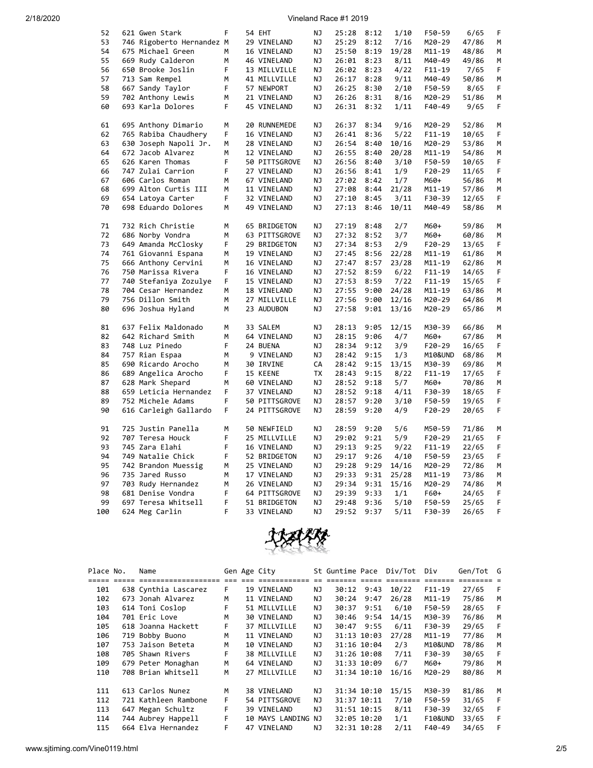| Place | No. | Name | Gen | Age | City | St | Guntime | Pace | Div/Tot | Div | Gen/Tot | G |
|---|---|---|---|---|---|---|---|---|---|---|---|---|
| 52 | 621 | Gwen Stark | F | 54 | EHT | NJ | 25:28 | 8:12 | 1/10 | F50-59 | 6/65 | F |
| 53 | 746 | Rigoberto Hernandez | M | 29 | VINELAND | NJ | 25:29 | 8:12 | 7/16 | M20-29 | 47/86 | M |
| 54 | 675 | Michael Green | M | 16 | VINELAND | NJ | 25:50 | 8:19 | 19/28 | M11-19 | 48/86 | M |
| 55 | 669 | Rudy Calderon | M | 46 | VINELAND | NJ | 26:01 | 8:23 | 8/11 | M40-49 | 49/86 | M |
| 56 | 650 | Brooke Joslin | F | 13 | MILLVILLE | NJ | 26:02 | 8:23 | 4/22 | F11-19 | 7/65 | F |
| 57 | 713 | Sam Rempel | M | 41 | MILLVILLE | NJ | 26:17 | 8:28 | 9/11 | M40-49 | 50/86 | M |
| 58 | 667 | Sandy Taylor | F | 57 | NEWPORT | NJ | 26:25 | 8:30 | 2/10 | F50-59 | 8/65 | F |
| 59 | 702 | Anthony Lewis | M | 21 | VINELAND | NJ | 26:26 | 8:31 | 8/16 | M20-29 | 51/86 | M |
| 60 | 693 | Karla Dolores | F | 45 | VINELAND | NJ | 26:31 | 8:32 | 1/11 | F40-49 | 9/65 | F |
| 61 | 695 | Anthony Dimario | M | 20 | RUNNEMEDE | NJ | 26:37 | 8:34 | 9/16 | M20-29 | 52/86 | M |
| 62 | 765 | Rabiba Chaudhery | F | 16 | VINELAND | NJ | 26:41 | 8:36 | 5/22 | F11-19 | 10/65 | F |
| 63 | 630 | Joseph Napoli Jr. | M | 28 | VINELAND | NJ | 26:54 | 8:40 | 10/16 | M20-29 | 53/86 | M |
| 64 | 672 | Jacob Alvarez | M | 12 | VINELAND | NJ | 26:55 | 8:40 | 20/28 | M11-19 | 54/86 | M |
| 65 | 626 | Karen Thomas | F | 50 | PITTSGROVE | NJ | 26:56 | 8:40 | 3/10 | F50-59 | 10/65 | F |
| 66 | 747 | Zulai Carrion | F | 27 | VINELAND | NJ | 26:56 | 8:41 | 1/9 | F20-29 | 11/65 | F |
| 67 | 606 | Carlos Roman | M | 67 | VINELAND | NJ | 27:02 | 8:42 | 1/7 | M60+ | 56/86 | M |
| 68 | 699 | Alton Curtis III | M | 11 | VINELAND | NJ | 27:08 | 8:44 | 21/28 | M11-19 | 57/86 | M |
| 69 | 654 | Latoya Carter | F | 32 | VINELAND | NJ | 27:10 | 8:45 | 3/11 | F30-39 | 12/65 | F |
| 70 | 698 | Eduardo Dolores | M | 49 | VINELAND | NJ | 27:13 | 8:46 | 10/11 | M40-49 | 58/86 | M |
| 71 | 732 | Rich Christie | M | 65 | BRIDGETON | NJ | 27:19 | 8:48 | 2/7 | M60+ | 59/86 | M |
| 72 | 686 | Norby Vondra | M | 63 | PITTSGROVE | NJ | 27:32 | 8:52 | 3/7 | M60+ | 60/86 | M |
| 73 | 649 | Amanda McClosky | F | 29 | BRIDGETON | NJ | 27:34 | 8:53 | 2/9 | F20-29 | 13/65 | F |
| 74 | 761 | Giovanni Espana | M | 19 | VINELAND | NJ | 27:45 | 8:56 | 22/28 | M11-19 | 61/86 | M |
| 75 | 666 | Anthony Cervini | M | 16 | VINELAND | NJ | 27:47 | 8:57 | 23/28 | M11-19 | 62/86 | M |
| 76 | 750 | Marissa Rivera | F | 16 | VINELAND | NJ | 27:52 | 8:59 | 6/22 | F11-19 | 14/65 | F |
| 77 | 740 | Stefaniya Zozulye | F | 15 | VINELAND | NJ | 27:53 | 8:59 | 7/22 | F11-19 | 15/65 | F |
| 78 | 704 | Cesar Hernandez | M | 18 | VINELAND | NJ | 27:55 | 9:00 | 24/28 | M11-19 | 63/86 | M |
| 79 | 756 | Dillon Smith | M | 27 | MILLVILLE | NJ | 27:56 | 9:00 | 12/16 | M20-29 | 64/86 | M |
| 80 | 696 | Joshua Hyland | M | 23 | AUDUBON | NJ | 27:58 | 9:01 | 13/16 | M20-29 | 65/86 | M |
| 81 | 637 | Felix Maldonado | M | 33 | SALEM | NJ | 28:13 | 9:05 | 12/15 | M30-39 | 66/86 | M |
| 82 | 642 | Richard Smith | M | 64 | VINELAND | NJ | 28:15 | 9:06 | 4/7 | M60+ | 67/86 | M |
| 83 | 748 | Luz Pinedo | F | 24 | BUENA | NJ | 28:34 | 9:12 | 3/9 | F20-29 | 16/65 | F |
| 84 | 757 | Rian Espaa | M | 9 | VINELAND | NJ | 28:42 | 9:15 | 1/3 | M10&UND | 68/86 | M |
| 85 | 690 | Ricardo Arocho | M | 30 | IRVINE | CA | 28:42 | 9:15 | 13/15 | M30-39 | 69/86 | M |
| 86 | 689 | Angelica Arocho | F | 15 | KEENE | TX | 28:43 | 9:15 | 8/22 | F11-19 | 17/65 | F |
| 87 | 628 | Mark Shepard | M | 60 | VINELAND | NJ | 28:52 | 9:18 | 5/7 | M60+ | 70/86 | M |
| 88 | 659 | Leticia Hernandez | F | 37 | VINELAND | NJ | 28:52 | 9:18 | 4/11 | F30-39 | 18/65 | F |
| 89 | 752 | Michele Adams | F | 50 | PITTSGROVE | NJ | 28:57 | 9:20 | 3/10 | F50-59 | 19/65 | F |
| 90 | 616 | Carleigh Gallardo | F | 24 | PITTSGROVE | NJ | 28:59 | 9:20 | 4/9 | F20-29 | 20/65 | F |
| 91 | 725 | Justin Panella | M | 50 | NEWFIELD | NJ | 28:59 | 9:20 | 5/6 | M50-59 | 71/86 | M |
| 92 | 707 | Teresa Houck | F | 25 | MILLVILLE | NJ | 29:02 | 9:21 | 5/9 | F20-29 | 21/65 | F |
| 93 | 745 | Zara Elahi | F | 16 | VINELAND | NJ | 29:13 | 9:25 | 9/22 | F11-19 | 22/65 | F |
| 94 | 749 | Natalie Chick | F | 52 | BRIDGETON | NJ | 29:17 | 9:26 | 4/10 | F50-59 | 23/65 | F |
| 95 | 742 | Brandon Muessig | M | 25 | VINELAND | NJ | 29:28 | 9:29 | 14/16 | M20-29 | 72/86 | M |
| 96 | 735 | Jared Russo | M | 17 | VINELAND | NJ | 29:33 | 9:31 | 25/28 | M11-19 | 73/86 | M |
| 97 | 703 | Rudy Hernandez | M | 26 | VINELAND | NJ | 29:34 | 9:31 | 15/16 | M20-29 | 74/86 | M |
| 98 | 681 | Denise Vondra | F | 64 | PITTSGROVE | NJ | 29:39 | 9:33 | 1/1 | F60+ | 24/65 | F |
| 99 | 697 | Teresa Whitsell | F | 51 | BRIDGETON | NJ | 29:48 | 9:36 | 5/10 | F50-59 | 25/65 | F |
| 100 | 624 | Meg Carlin | F | 33 | VINELAND | NJ | 29:52 | 9:37 | 5/11 | F30-39 | 26/65 | F |
| 101 | 638 | Cynthia Lascarez | F | 19 | VINELAND | NJ | 30:12 | 9:43 | 10/22 | F11-19 | 27/65 | F |
| 102 | 673 | Jonah Alvarez | M | 11 | VINELAND | NJ | 30:24 | 9:47 | 26/28 | M11-19 | 75/86 | M |
| 103 | 614 | Toni Coslop | F | 51 | MILLVILLE | NJ | 30:37 | 9:51 | 6/10 | F50-59 | 28/65 | F |
| 104 | 701 | Eric Love | M | 30 | VINELAND | NJ | 30:46 | 9:54 | 14/15 | M30-39 | 76/86 | M |
| 105 | 618 | Joanna Hackett | F | 37 | MILLVILLE | NJ | 30:47 | 9:55 | 6/11 | F30-39 | 29/65 | F |
| 106 | 719 | Bobby Buono | M | 11 | VINELAND | NJ | 31:13 | 10:03 | 27/28 | M11-19 | 77/86 | M |
| 107 | 753 | Jaison Beteta | M | 10 | VINELAND | NJ | 31:16 | 10:04 | 2/3 | M10&UND | 78/86 | M |
| 108 | 705 | Shawn Rivers | F | 38 | MILLVILLE | NJ | 31:26 | 10:08 | 7/11 | F30-39 | 30/65 | F |
| 109 | 679 | Peter Monaghan | M | 64 | VINELAND | NJ | 31:33 | 10:09 | 6/7 | M60+ | 79/86 | M |
| 110 | 708 | Brian Whitsell | M | 27 | MILLVILLE | NJ | 31:34 | 10:10 | 16/16 | M20-29 | 80/86 | M |
| 111 | 613 | Carlos Nunez | M | 38 | VINELAND | NJ | 31:34 | 10:10 | 15/15 | M30-39 | 81/86 | M |
| 112 | 721 | Kathleen Rambone | F | 54 | PITTSGROVE | NJ | 31:37 | 10:11 | 7/10 | F50-59 | 31/65 | F |
| 113 | 647 | Megan Schultz | F | 39 | VINELAND | NJ | 31:51 | 10:15 | 8/11 | F30-39 | 32/65 | F |
| 114 | 744 | Aubrey Happell | F | 10 | MAYS LANDING | NJ | 32:05 | 10:20 | 1/1 | F10&UND | 33/65 | F |
| 115 | 664 | Elva Hernandez | F | 47 | VINELAND | NJ | 32:31 | 10:28 | 2/11 | F40-49 | 34/65 | F |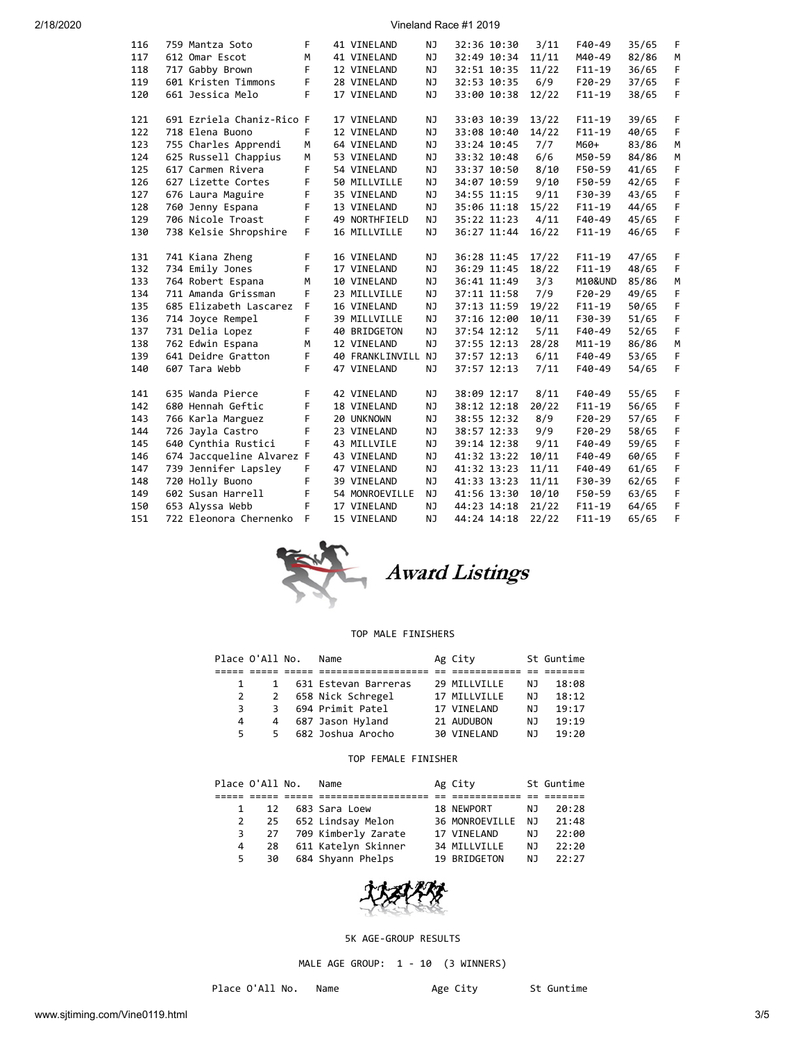| Place | No. | Name | Sex | Age | City | St | Guntime | Pace | Div Place | Division | Sex Place | Sex |
|---|---|---|---|---|---|---|---|---|---|---|---|---|
| 116 | 759 | Mantza Soto | F | 41 | VINELAND | NJ | 32:36 | 10:30 | 3/11 | F40-49 | 35/65 | F |
| 117 | 612 | Omar Escot | M | 41 | VINELAND | NJ | 32:49 | 10:34 | 11/11 | M40-49 | 82/86 | M |
| 118 | 717 | Gabby Brown | F | 12 | VINELAND | NJ | 32:51 | 10:35 | 11/22 | F11-19 | 36/65 | F |
| 119 | 601 | Kristen Timmons | F | 28 | VINELAND | NJ | 32:53 | 10:35 | 6/9 | F20-29 | 37/65 | F |
| 120 | 661 | Jessica Melo | F | 17 | VINELAND | NJ | 33:00 | 10:38 | 12/22 | F11-19 | 38/65 | F |
| 121 | 691 | Ezriela Chaniz-Rico | F | 17 | VINELAND | NJ | 33:03 | 10:39 | 13/22 | F11-19 | 39/65 | F |
| 122 | 718 | Elena Buono | F | 12 | VINELAND | NJ | 33:08 | 10:40 | 14/22 | F11-19 | 40/65 | F |
| 123 | 755 | Charles Apprendi | M | 64 | VINELAND | NJ | 33:24 | 10:45 | 7/7 | M60+ | 83/86 | M |
| 124 | 625 | Russell Chappius | M | 53 | VINELAND | NJ | 33:32 | 10:48 | 6/6 | M50-59 | 84/86 | M |
| 125 | 617 | Carmen Rivera | F | 54 | VINELAND | NJ | 33:37 | 10:50 | 8/10 | F50-59 | 41/65 | F |
| 126 | 627 | Lizette Cortes | F | 50 | MILLVILLE | NJ | 34:07 | 10:59 | 9/10 | F50-59 | 42/65 | F |
| 127 | 676 | Laura Maguire | F | 35 | VINELAND | NJ | 34:55 | 11:15 | 9/11 | F30-39 | 43/65 | F |
| 128 | 760 | Jenny Espana | F | 13 | VINELAND | NJ | 35:06 | 11:18 | 15/22 | F11-19 | 44/65 | F |
| 129 | 706 | Nicole Troast | F | 49 | NORTHFIELD | NJ | 35:22 | 11:23 | 4/11 | F40-49 | 45/65 | F |
| 130 | 738 | Kelsie Shropshire | F | 16 | MILLVILLE | NJ | 36:27 | 11:44 | 16/22 | F11-19 | 46/65 | F |
| 131 | 741 | Kiana Zheng | F | 16 | VINELAND | NJ | 36:28 | 11:45 | 17/22 | F11-19 | 47/65 | F |
| 132 | 734 | Emily Jones | F | 17 | VINELAND | NJ | 36:29 | 11:45 | 18/22 | F11-19 | 48/65 | F |
| 133 | 764 | Robert Espana | M | 10 | VINELAND | NJ | 36:41 | 11:49 | 3/3 | M10&UND | 85/86 | M |
| 134 | 711 | Amanda Grissman | F | 23 | MILLVILLE | NJ | 37:11 | 11:58 | 7/9 | F20-29 | 49/65 | F |
| 135 | 685 | Elizabeth Lascarez | F | 16 | VINELAND | NJ | 37:13 | 11:59 | 19/22 | F11-19 | 50/65 | F |
| 136 | 714 | Joyce Rempel | F | 39 | MILLVILLE | NJ | 37:16 | 12:00 | 10/11 | F30-39 | 51/65 | F |
| 137 | 731 | Delia Lopez | F | 40 | BRIDGETON | NJ | 37:54 | 12:12 | 5/11 | F40-49 | 52/65 | F |
| 138 | 762 | Edwin Espana | M | 12 | VINELAND | NJ | 37:55 | 12:13 | 28/28 | M11-19 | 86/86 | M |
| 139 | 641 | Deidre Gratton | F | 40 | FRANKLINVILL | NJ | 37:57 | 12:13 | 6/11 | F40-49 | 53/65 | F |
| 140 | 607 | Tara Webb | F | 47 | VINELAND | NJ | 37:57 | 12:13 | 7/11 | F40-49 | 54/65 | F |
| 141 | 635 | Wanda Pierce | F | 42 | VINELAND | NJ | 38:09 | 12:17 | 8/11 | F40-49 | 55/65 | F |
| 142 | 680 | Hennah Geftic | F | 18 | VINELAND | NJ | 38:12 | 12:18 | 20/22 | F11-19 | 56/65 | F |
| 143 | 766 | Karla Marguez | F | 20 | UNKNOWN | NJ | 38:55 | 12:32 | 8/9 | F20-29 | 57/65 | F |
| 144 | 726 | Jayla Castro | F | 23 | VINELAND | NJ | 38:57 | 12:33 | 9/9 | F20-29 | 58/65 | F |
| 145 | 640 | Cynthia Rustici | F | 43 | MILLVILE | NJ | 39:14 | 12:38 | 9/11 | F40-49 | 59/65 | F |
| 146 | 674 | Jaccqueline Alvarez | F | 43 | VINELAND | NJ | 41:32 | 13:22 | 10/11 | F40-49 | 60/65 | F |
| 147 | 739 | Jennifer Lapsley | F | 47 | VINELAND | NJ | 41:32 | 13:23 | 11/11 | F40-49 | 61/65 | F |
| 148 | 720 | Holly Buono | F | 39 | VINELAND | NJ | 41:33 | 13:23 | 11/11 | F30-39 | 62/65 | F |
| 149 | 602 | Susan Harrell | F | 54 | MONROEVILLE | NJ | 41:56 | 13:30 | 10/10 | F50-59 | 63/65 | F |
| 150 | 653 | Alyssa Webb | F | 17 | VINELAND | NJ | 44:23 | 14:18 | 21/22 | F11-19 | 64/65 | F |
| 151 | 722 | Eleonora Chernenko | F | 15 | VINELAND | NJ | 44:24 | 14:18 | 22/22 | F11-19 | 65/65 | F |

# Award Listings

## TOP MALE FINISHERS

| Place | O'All | No. | Name | Ag | City | St | Guntime |
|---|---|---|---|---|---|---|---|
| 1 | 1 | 631 | Estevan Barreras | 29 | MILLVILLE | NJ | 18:08 |
| 2 | 2 | 658 | Nick Schregel | 17 | MILLVILLE | NJ | 18:12 |
| 3 | 3 | 694 | Primit Patel | 17 | VINELAND | NJ | 19:17 |
| 4 | 4 | 687 | Jason Hyland | 21 | AUDUBON | NJ | 19:19 |
| 5 | 5 | 682 | Joshua Arocho | 30 | VINELAND | NJ | 19:20 |

## TOP FEMALE FINISHER

| Place | O'All | No. | Name | Ag | City | St | Guntime |
|---|---|---|---|---|---|---|---|
| 1 | 12 | 683 | Sara Loew | 18 | NEWPORT | NJ | 20:28 |
| 2 | 25 | 652 | Lindsay Melon | 36 | MONROEVILLE | NJ | 21:48 |
| 3 | 27 | 709 | Kimberly Zarate | 17 | VINELAND | NJ | 22:00 |
| 4 | 28 | 611 | Katelyn Skinner | 34 | MILLVILLE | NJ | 22:20 |
| 5 | 30 | 684 | Shyann Phelps | 19 | BRIDGETON | NJ | 22:27 |

## 5K AGE-GROUP RESULTS

MALE AGE GROUP: 1 - 10 (3 WINNERS)

| Place | O'All | No. | Name | Age | City | St | Guntime |
|---|---|---|---|---|---|---|---|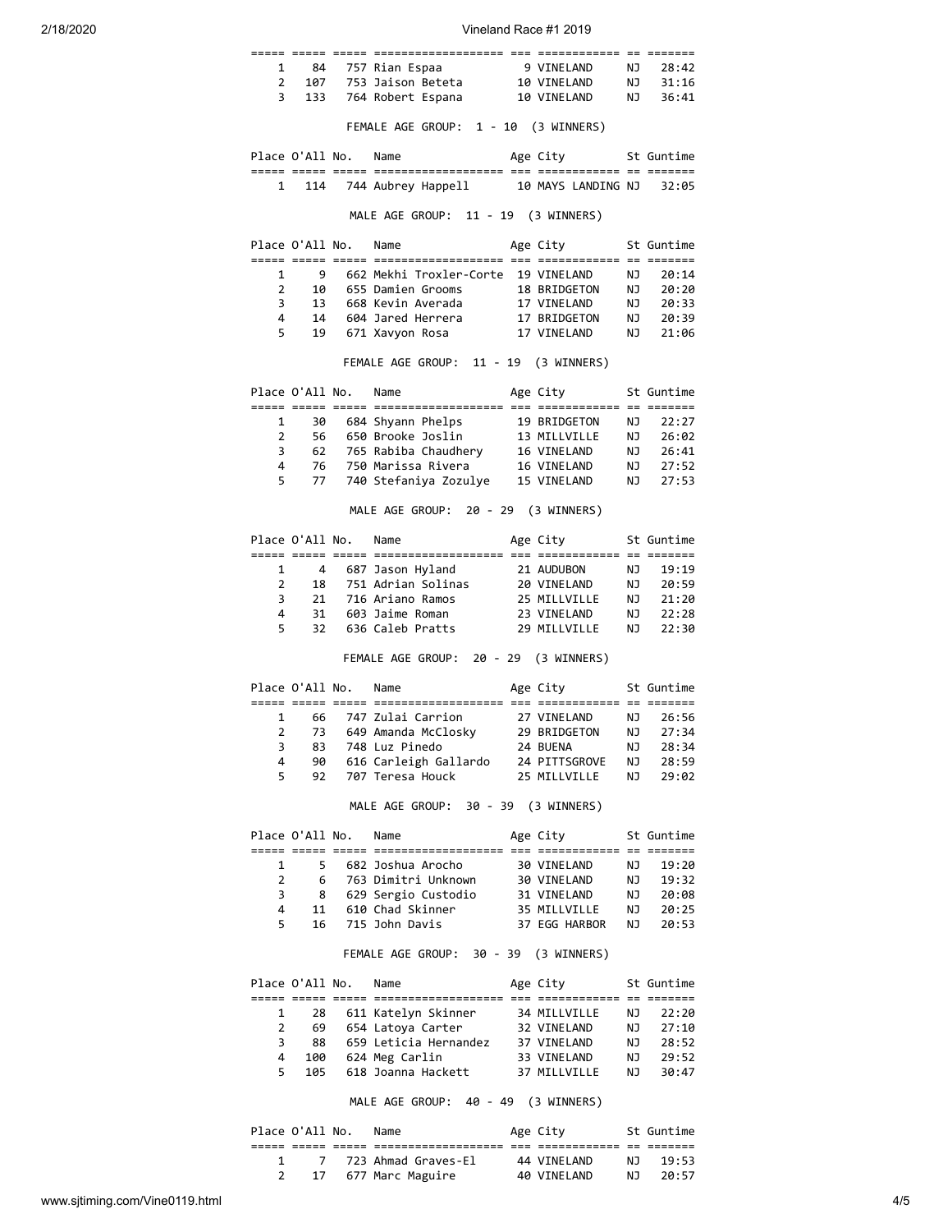| Place | O'All | No. | Name | Age | City | St | Guntime |
|---|---|---|---|---|---|---|---|
| 1 | 84 | 757 | Rian Espaa | 9 | VINELAND | NJ | 28:42 |
| 2 | 107 | 753 | Jaison Beteta | 10 | VINELAND | NJ | 31:16 |
| 3 | 133 | 764 | Robert Espana | 10 | VINELAND | NJ | 36:41 |

FEMALE AGE GROUP: 1 - 10 (3 WINNERS)

| Place | O'All | No. | Name | Age | City | St | Guntime |
|---|---|---|---|---|---|---|---|
| 1 | 114 | 744 | Aubrey Happell | 10 | MAYS LANDING | NJ | 32:05 |

MALE AGE GROUP: 11 - 19 (3 WINNERS)

| Place | O'All | No. | Name | Age | City | St | Guntime |
|---|---|---|---|---|---|---|---|
| 1 | 9 | 662 | Mekhi Troxler-Corte | 19 | VINELAND | NJ | 20:14 |
| 2 | 10 | 655 | Damien Grooms | 18 | BRIDGETON | NJ | 20:20 |
| 3 | 13 | 668 | Kevin Averada | 17 | VINELAND | NJ | 20:33 |
| 4 | 14 | 604 | Jared Herrera | 17 | BRIDGETON | NJ | 20:39 |
| 5 | 19 | 671 | Xavyon Rosa | 17 | VINELAND | NJ | 21:06 |

FEMALE AGE GROUP: 11 - 19 (3 WINNERS)

| Place | O'All | No. | Name | Age | City | St | Guntime |
|---|---|---|---|---|---|---|---|
| 1 | 30 | 684 | Shyann Phelps | 19 | BRIDGETON | NJ | 22:27 |
| 2 | 56 | 650 | Brooke Joslin | 13 | MILLVILLE | NJ | 26:02 |
| 3 | 62 | 765 | Rabiba Chaudhery | 16 | VINELAND | NJ | 26:41 |
| 4 | 76 | 750 | Marissa Rivera | 16 | VINELAND | NJ | 27:52 |
| 5 | 77 | 740 | Stefaniya Zozulye | 15 | VINELAND | NJ | 27:53 |

MALE AGE GROUP: 20 - 29 (3 WINNERS)

| Place | O'All | No. | Name | Age | City | St | Guntime |
|---|---|---|---|---|---|---|---|
| 1 | 4 | 687 | Jason Hyland | 21 | AUDUBON | NJ | 19:19 |
| 2 | 18 | 751 | Adrian Solinas | 20 | VINELAND | NJ | 20:59 |
| 3 | 21 | 716 | Ariano Ramos | 25 | MILLVILLE | NJ | 21:20 |
| 4 | 31 | 603 | Jaime Roman | 23 | VINELAND | NJ | 22:28 |
| 5 | 32 | 636 | Caleb Pratts | 29 | MILLVILLE | NJ | 22:30 |

FEMALE AGE GROUP: 20 - 29 (3 WINNERS)

| Place | O'All | No. | Name | Age | City | St | Guntime |
|---|---|---|---|---|---|---|---|
| 1 | 66 | 747 | Zulai Carrion | 27 | VINELAND | NJ | 26:56 |
| 2 | 73 | 649 | Amanda McClosky | 29 | BRIDGETON | NJ | 27:34 |
| 3 | 83 | 748 | Luz Pinedo | 24 | BUENA | NJ | 28:34 |
| 4 | 90 | 616 | Carleigh Gallardo | 24 | PITTSGROVE | NJ | 28:59 |
| 5 | 92 | 707 | Teresa Houck | 25 | MILLVILLE | NJ | 29:02 |

MALE AGE GROUP: 30 - 39 (3 WINNERS)

| Place | O'All | No. | Name | Age | City | St | Guntime |
|---|---|---|---|---|---|---|---|
| 1 | 5 | 682 | Joshua Arocho | 30 | VINELAND | NJ | 19:20 |
| 2 | 6 | 763 | Dimitri Unknown | 30 | VINELAND | NJ | 19:32 |
| 3 | 8 | 629 | Sergio Custodio | 31 | VINELAND | NJ | 20:08 |
| 4 | 11 | 610 | Chad Skinner | 35 | MILLVILLE | NJ | 20:25 |
| 5 | 16 | 715 | John Davis | 37 | EGG HARBOR | NJ | 20:53 |

FEMALE AGE GROUP: 30 - 39 (3 WINNERS)

| Place | O'All | No. | Name | Age | City | St | Guntime |
|---|---|---|---|---|---|---|---|
| 1 | 28 | 611 | Katelyn Skinner | 34 | MILLVILLE | NJ | 22:20 |
| 2 | 69 | 654 | Latoya Carter | 32 | VINELAND | NJ | 27:10 |
| 3 | 88 | 659 | Leticia Hernandez | 37 | VINELAND | NJ | 28:52 |
| 4 | 100 | 624 | Meg Carlin | 33 | VINELAND | NJ | 29:52 |
| 5 | 105 | 618 | Joanna Hackett | 37 | MILLVILLE | NJ | 30:47 |

MALE AGE GROUP: 40 - 49 (3 WINNERS)

| Place | O'All | No. | Name | Age | City | St | Guntime |
|---|---|---|---|---|---|---|---|
| 1 | 7 | 723 | Ahmad Graves-El | 44 | VINELAND | NJ | 19:53 |
| 2 | 17 | 677 | Marc Maguire | 40 | VINELAND | NJ | 20:57 |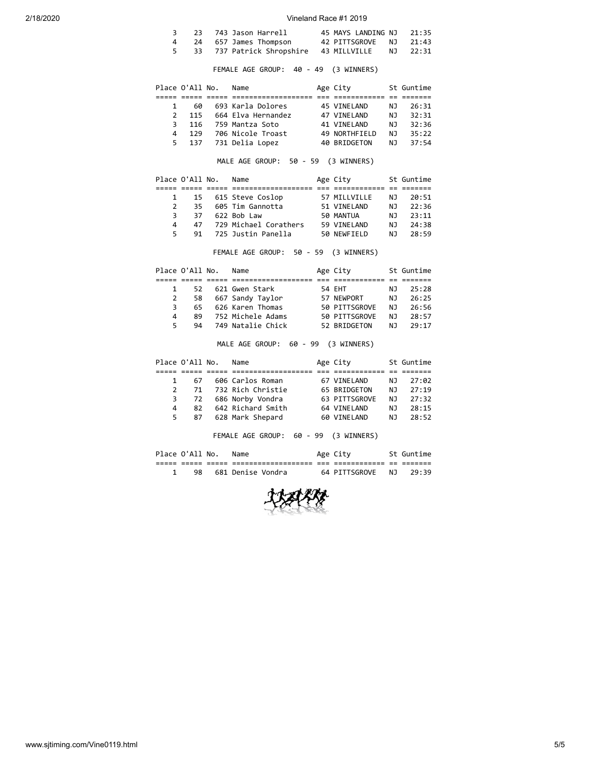| Place | O'All | No. | Name | Age | City | St | Guntime |
|---|---|---|---|---|---|---|---|
| 3 | 23 | 743 | Jason Harrell | 45 | MAYS LANDING | NJ | 21:35 |
| 4 | 24 | 657 | James Thompson | 42 | PITTSGROVE | NJ | 21:43 |
| 5 | 33 | 737 | Patrick Shropshire | 43 | MILLVILLE | NJ | 22:31 |

FEMALE AGE GROUP: 40 - 49 (3 WINNERS)

| Place | O'All | No. | Name | Age | City | St | Guntime |
|---|---|---|---|---|---|---|---|
| 1 | 60 | 693 | Karla Dolores | 45 | VINELAND | NJ | 26:31 |
| 2 | 115 | 664 | Elva Hernandez | 47 | VINELAND | NJ | 32:31 |
| 3 | 116 | 759 | Mantza Soto | 41 | VINELAND | NJ | 32:36 |
| 4 | 129 | 706 | Nicole Troast | 49 | NORTHFIELD | NJ | 35:22 |
| 5 | 137 | 731 | Delia Lopez | 40 | BRIDGETON | NJ | 37:54 |

MALE AGE GROUP: 50 - 59 (3 WINNERS)

| Place | O'All | No. | Name | Age | City | St | Guntime |
|---|---|---|---|---|---|---|---|
| 1 | 15 | 615 | Steve Coslop | 57 | MILLVILLE | NJ | 20:51 |
| 2 | 35 | 605 | Tim Gannotta | 51 | VINELAND | NJ | 22:36 |
| 3 | 37 | 622 | Bob Law | 50 | MANTUA | NJ | 23:11 |
| 4 | 47 | 729 | Michael Corathers | 59 | VINELAND | NJ | 24:38 |
| 5 | 91 | 725 | Justin Panella | 50 | NEWFIELD | NJ | 28:59 |

FEMALE AGE GROUP: 50 - 59 (3 WINNERS)

| Place | O'All | No. | Name | Age | City | St | Guntime |
|---|---|---|---|---|---|---|---|
| 1 | 52 | 621 | Gwen Stark | 54 | EHT | NJ | 25:28 |
| 2 | 58 | 667 | Sandy Taylor | 57 | NEWPORT | NJ | 26:25 |
| 3 | 65 | 626 | Karen Thomas | 50 | PITTSGROVE | NJ | 26:56 |
| 4 | 89 | 752 | Michele Adams | 50 | PITTSGROVE | NJ | 28:57 |
| 5 | 94 | 749 | Natalie Chick | 52 | BRIDGETON | NJ | 29:17 |

MALE AGE GROUP: 60 - 99 (3 WINNERS)

| Place | O'All | No. | Name | Age | City | St | Guntime |
|---|---|---|---|---|---|---|---|
| 1 | 67 | 606 | Carlos Roman | 67 | VINELAND | NJ | 27:02 |
| 2 | 71 | 732 | Rich Christie | 65 | BRIDGETON | NJ | 27:19 |
| 3 | 72 | 686 | Norby Vondra | 63 | PITTSGROVE | NJ | 27:32 |
| 4 | 82 | 642 | Richard Smith | 64 | VINELAND | NJ | 28:15 |
| 5 | 87 | 628 | Mark Shepard | 60 | VINELAND | NJ | 28:52 |

FEMALE AGE GROUP: 60 - 99 (3 WINNERS)

| Place | O'All | No. | Name | Age | City | St | Guntime |
|---|---|---|---|---|---|---|---|
| 1 | 98 | 681 | Denise Vondra | 64 | PITTSGROVE | NJ | 29:39 |